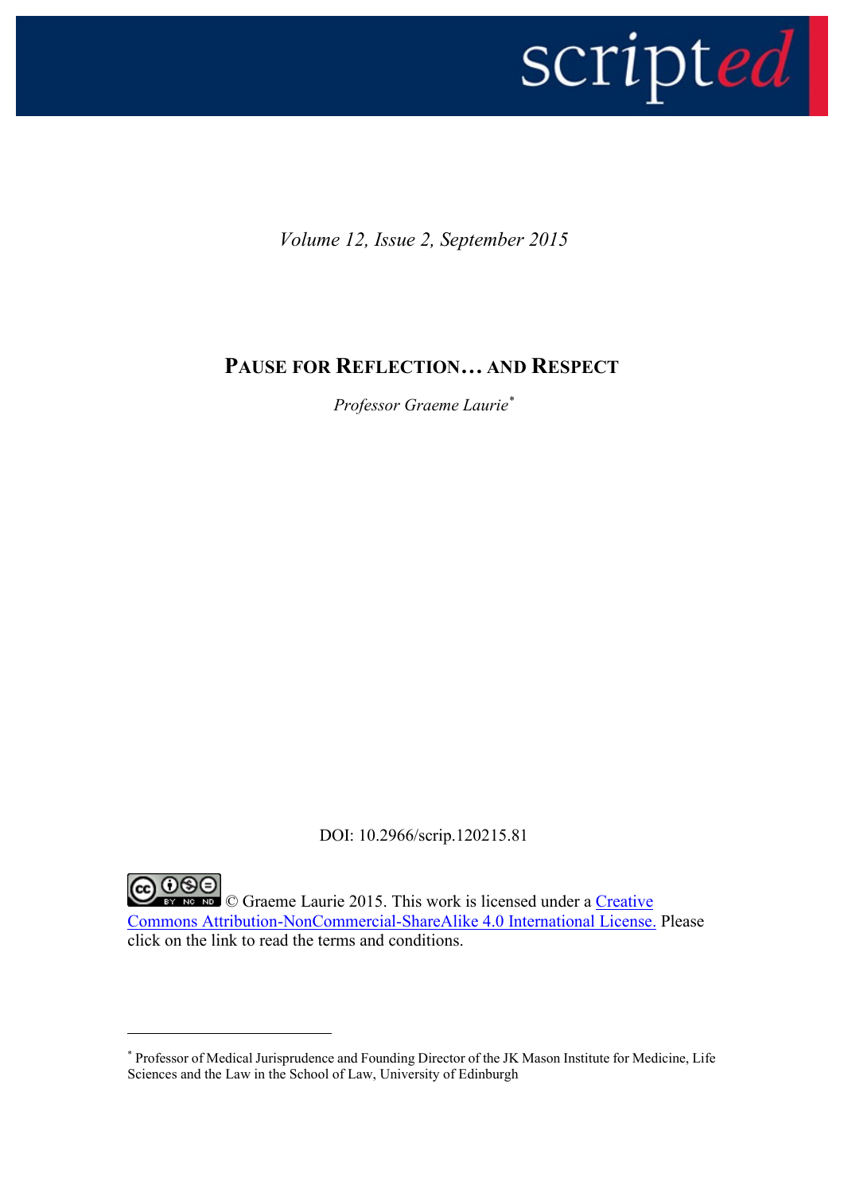*Volume 12, Issue 2, September 2015*

# PAUSE FOR REFLECTION… AND RESPECT

*Professor Graeme Laurie*[*]

DOI: 10.2966/scrip.120215.81

© Graeme Laurie 2015. This work is licensed under a Creative Commons Attribution-NonCommercial-ShareAlike 4.0 International License. Please click on the link to read the terms and conditions.

---

[*] Professor of Medical Jurisprudence and Founding Director of the JK Mason Institute for Medicine, Life Sciences and the Law in the School of Law, University of Edinburgh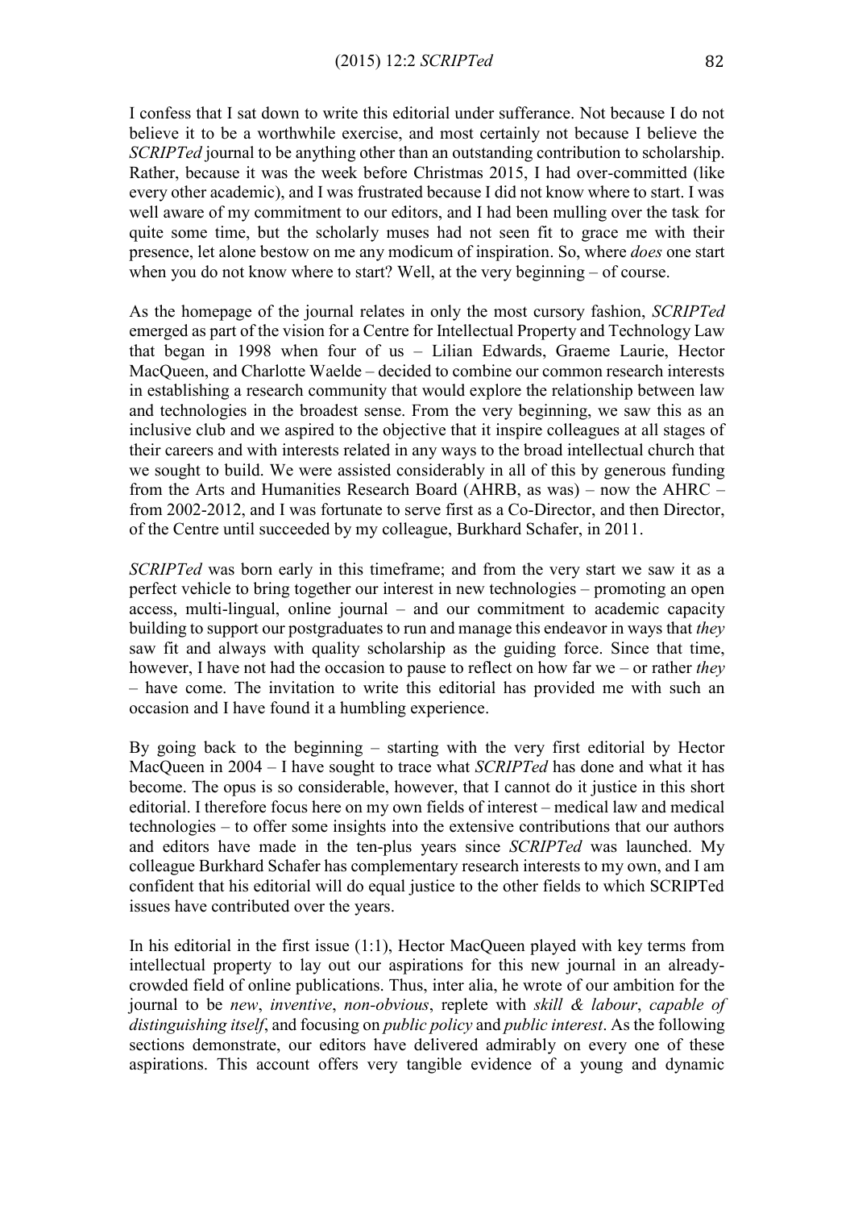I confess that I sat down to write this editorial under sufferance. Not because I do not believe it to be a worthwhile exercise, and most certainly not because I believe the *SCRIPTed* journal to be anything other than an outstanding contribution to scholarship. Rather, because it was the week before Christmas 2015, I had over-committed (like every other academic), and I was frustrated because I did not know where to start. I was well aware of my commitment to our editors, and I had been mulling over the task for quite some time, but the scholarly muses had not seen fit to grace me with their presence, let alone bestow on me any modicum of inspiration. So, where *does* one start when you do not know where to start? Well, at the very beginning – of course.

As the homepage of the journal relates in only the most cursory fashion, *SCRIPTed* emerged as part of the vision for a Centre for Intellectual Property and Technology Law that began in 1998 when four of us – Lilian Edwards, Graeme Laurie, Hector MacQueen, and Charlotte Waelde – decided to combine our common research interests in establishing a research community that would explore the relationship between law and technologies in the broadest sense. From the very beginning, we saw this as an inclusive club and we aspired to the objective that it inspire colleagues at all stages of their careers and with interests related in any ways to the broad intellectual church that we sought to build. We were assisted considerably in all of this by generous funding from the Arts and Humanities Research Board (AHRB, as was) – now the AHRC – from 2002-2012, and I was fortunate to serve first as a Co-Director, and then Director, of the Centre until succeeded by my colleague, Burkhard Schafer, in 2011.

*SCRIPTed* was born early in this timeframe; and from the very start we saw it as a perfect vehicle to bring together our interest in new technologies – promoting an open access, multi-lingual, online journal – and our commitment to academic capacity building to support our postgraduates to run and manage this endeavor in ways that *they* saw fit and always with quality scholarship as the guiding force. Since that time, however, I have not had the occasion to pause to reflect on how far we – or rather *they* – have come. The invitation to write this editorial has provided me with such an occasion and I have found it a humbling experience.

By going back to the beginning – starting with the very first editorial by Hector MacQueen in 2004 – I have sought to trace what *SCRIPTed* has done and what it has become. The opus is so considerable, however, that I cannot do it justice in this short editorial. I therefore focus here on my own fields of interest – medical law and medical technologies – to offer some insights into the extensive contributions that our authors and editors have made in the ten-plus years since *SCRIPTed* was launched. My colleague Burkhard Schafer has complementary research interests to my own, and I am confident that his editorial will do equal justice to the other fields to which SCRIPTed issues have contributed over the years.

In his editorial in the first issue (1:1), Hector MacQueen played with key terms from intellectual property to lay out our aspirations for this new journal in an already-crowded field of online publications. Thus, inter alia, he wrote of our ambition for the journal to be *new*, *inventive*, *non-obvious*, replete with *skill & labour*, *capable of distinguishing itself*, and focusing on *public policy* and *public interest*. As the following sections demonstrate, our editors have delivered admirably on every one of these aspirations. This account offers very tangible evidence of a young and dynamic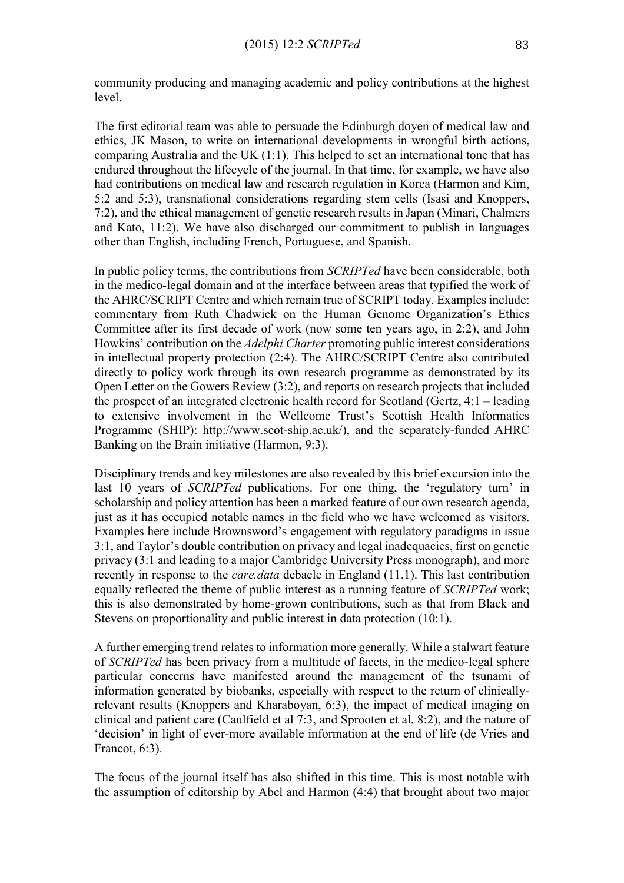community producing and managing academic and policy contributions at the highest level.

The first editorial team was able to persuade the Edinburgh doyen of medical law and ethics, JK Mason, to write on international developments in wrongful birth actions, comparing Australia and the UK (1:1). This helped to set an international tone that has endured throughout the lifecycle of the journal. In that time, for example, we have also had contributions on medical law and research regulation in Korea (Harmon and Kim, 5:2 and 5:3), transnational considerations regarding stem cells (Isasi and Knoppers, 7:2), and the ethical management of genetic research results in Japan (Minari, Chalmers and Kato, 11:2). We have also discharged our commitment to publish in languages other than English, including French, Portuguese, and Spanish.

In public policy terms, the contributions from *SCRIPTed* have been considerable, both in the medico-legal domain and at the interface between areas that typified the work of the AHRC/SCRIPT Centre and which remain true of SCRIPT today. Examples include: commentary from Ruth Chadwick on the Human Genome Organization's Ethics Committee after its first decade of work (now some ten years ago, in 2:2), and John Howkins' contribution on the *Adelphi Charter* promoting public interest considerations in intellectual property protection (2:4). The AHRC/SCRIPT Centre also contributed directly to policy work through its own research programme as demonstrated by its Open Letter on the Gowers Review (3:2), and reports on research projects that included the prospect of an integrated electronic health record for Scotland (Gertz, 4:1 – leading to extensive involvement in the Wellcome Trust's Scottish Health Informatics Programme (SHIP): http://www.scot-ship.ac.uk/), and the separately-funded AHRC Banking on the Brain initiative (Harmon, 9:3).

Disciplinary trends and key milestones are also revealed by this brief excursion into the last 10 years of *SCRIPTed* publications. For one thing, the 'regulatory turn' in scholarship and policy attention has been a marked feature of our own research agenda, just as it has occupied notable names in the field who we have welcomed as visitors. Examples here include Brownsword's engagement with regulatory paradigms in issue 3:1, and Taylor's double contribution on privacy and legal inadequacies, first on genetic privacy (3:1 and leading to a major Cambridge University Press monograph), and more recently in response to the *care.data* debacle in England (11.1). This last contribution equally reflected the theme of public interest as a running feature of *SCRIPTed* work; this is also demonstrated by home-grown contributions, such as that from Black and Stevens on proportionality and public interest in data protection (10:1).

A further emerging trend relates to information more generally. While a stalwart feature of *SCRIPTed* has been privacy from a multitude of facets, in the medico-legal sphere particular concerns have manifested around the management of the tsunami of information generated by biobanks, especially with respect to the return of clinically-relevant results (Knoppers and Kharaboyan, 6:3), the impact of medical imaging on clinical and patient care (Caulfield et al 7:3, and Sprooten et al, 8:2), and the nature of 'decision' in light of ever-more available information at the end of life (de Vries and Francot, 6:3).

The focus of the journal itself has also shifted in this time. This is most notable with the assumption of editorship by Abel and Harmon (4:4) that brought about two major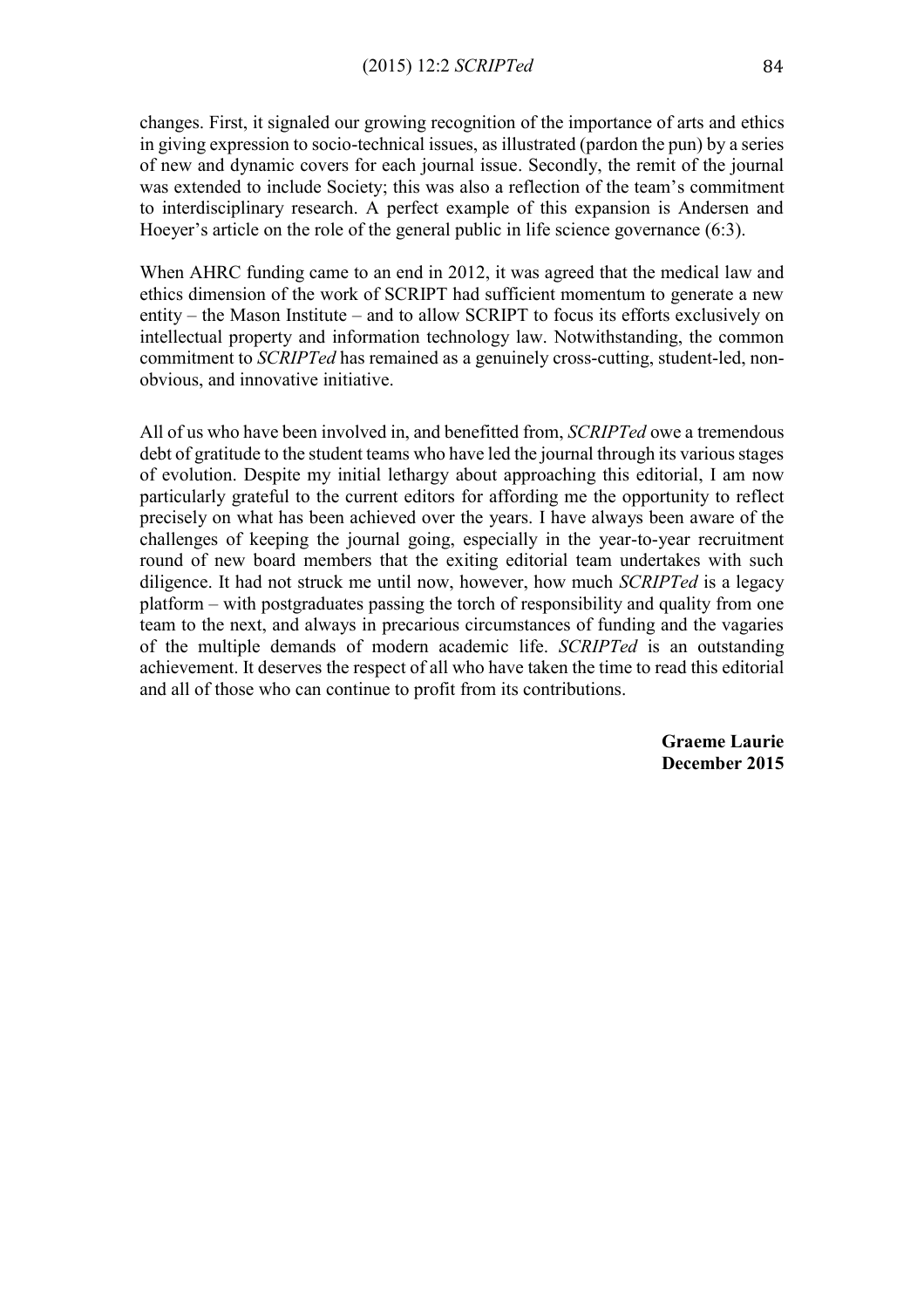changes. First, it signaled our growing recognition of the importance of arts and ethics in giving expression to socio-technical issues, as illustrated (pardon the pun) by a series of new and dynamic covers for each journal issue. Secondly, the remit of the journal was extended to include Society; this was also a reflection of the team's commitment to interdisciplinary research. A perfect example of this expansion is Andersen and Hoeyer's article on the role of the general public in life science governance (6:3).

When AHRC funding came to an end in 2012, it was agreed that the medical law and ethics dimension of the work of SCRIPT had sufficient momentum to generate a new entity – the Mason Institute – and to allow SCRIPT to focus its efforts exclusively on intellectual property and information technology law. Notwithstanding, the common commitment to *SCRIPTed* has remained as a genuinely cross-cutting, student-led, non-obvious, and innovative initiative.

All of us who have been involved in, and benefitted from, *SCRIPTed* owe a tremendous debt of gratitude to the student teams who have led the journal through its various stages of evolution. Despite my initial lethargy about approaching this editorial, I am now particularly grateful to the current editors for affording me the opportunity to reflect precisely on what has been achieved over the years. I have always been aware of the challenges of keeping the journal going, especially in the year-to-year recruitment round of new board members that the exiting editorial team undertakes with such diligence. It had not struck me until now, however, how much *SCRIPTed* is a legacy platform – with postgraduates passing the torch of responsibility and quality from one team to the next, and always in precarious circumstances of funding and the vagaries of the multiple demands of modern academic life. *SCRIPTed* is an outstanding achievement. It deserves the respect of all who have taken the time to read this editorial and all of those who can continue to profit from its contributions.

**Graeme Laurie**
**December 2015**